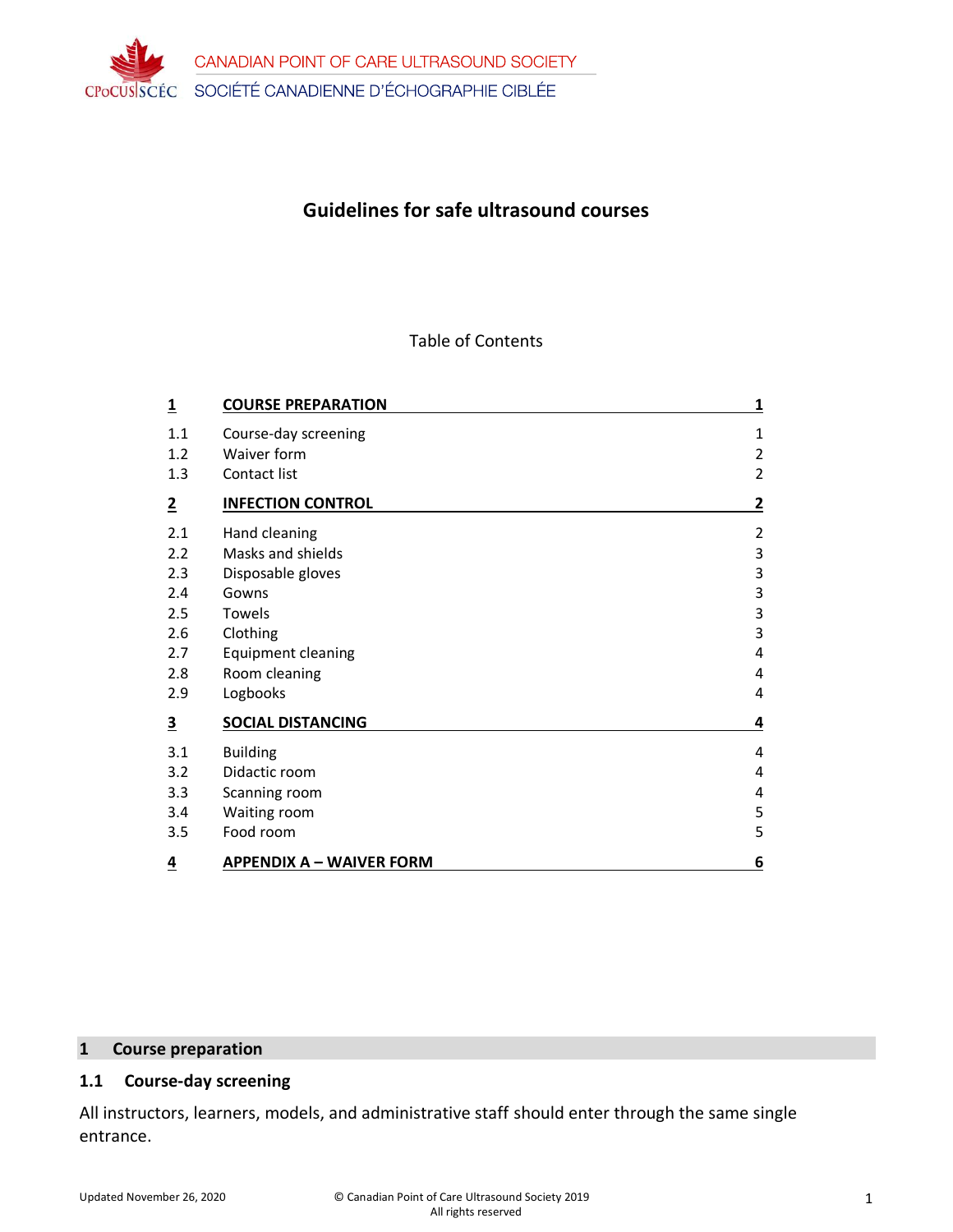CANADIAN POINT OF CARE ULTRASOUND SOCIETY
SOCIÉTÉ CANADIENNE D'ÉCHOGRAPHIE CIBLÉE

# Guidelines for safe ultrasound courses

Table of Contents

| | | |
|---|---|---|
| **1** | **COURSE PREPARATION** | **1** |
| 1.1 | Course-day screening | 1 |
| 1.2 | Waiver form | 2 |
| 1.3 | Contact list | 2 |
| **2** | **INFECTION CONTROL** | **2** |
| 2.1 | Hand cleaning | 2 |
| 2.2 | Masks and shields | 3 |
| 2.3 | Disposable gloves | 3 |
| 2.4 | Gowns | 3 |
| 2.5 | Towels | 3 |
| 2.6 | Clothing | 3 |
| 2.7 | Equipment cleaning | 4 |
| 2.8 | Room cleaning | 4 |
| 2.9 | Logbooks | 4 |
| **3** | **SOCIAL DISTANCING** | **4** |
| 3.1 | Building | 4 |
| 3.2 | Didactic room | 4 |
| 3.3 | Scanning room | 4 |
| 3.4 | Waiting room | 5 |
| 3.5 | Food room | 5 |
| **4** | **APPENDIX A – WAIVER FORM** | **6** |

## 1 Course preparation

### 1.1 Course-day screening

All instructors, learners, models, and administrative staff should enter through the same single entrance.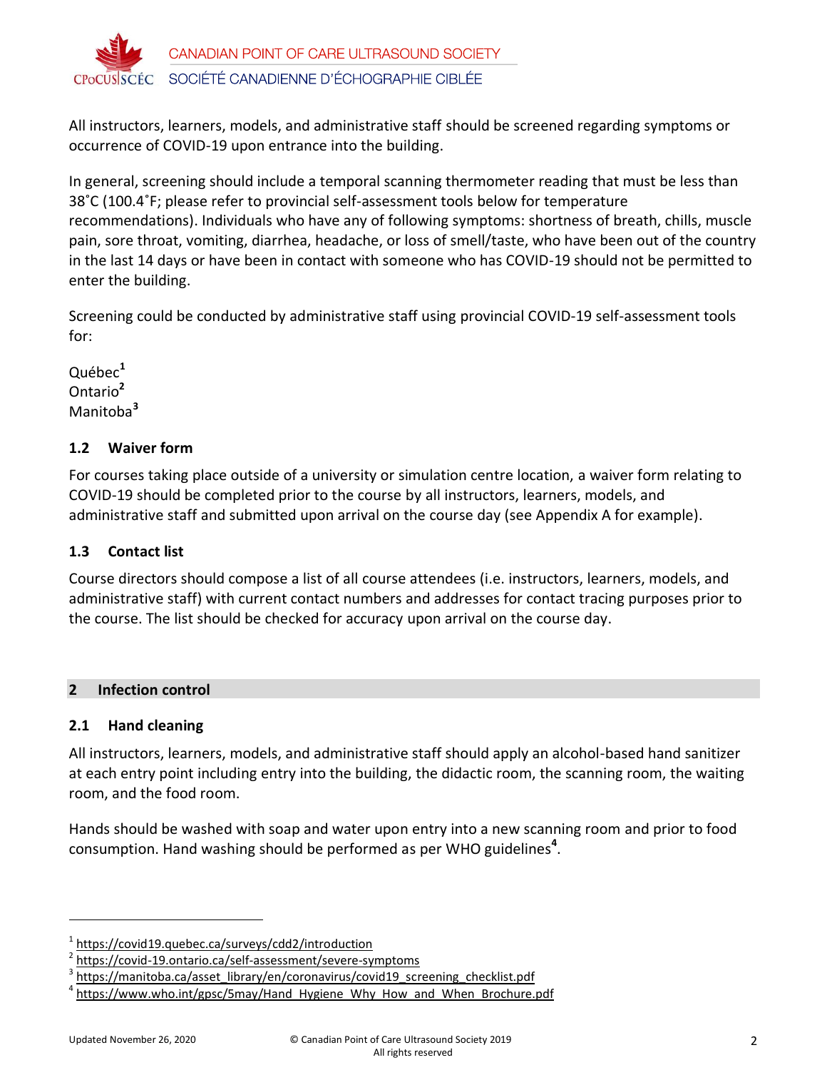All instructors, learners, models, and administrative staff should be screened regarding symptoms or occurrence of COVID-19 upon entrance into the building.

In general, screening should include a temporal scanning thermometer reading that must be less than 38˚C (100.4˚F; please refer to provincial self-assessment tools below for temperature recommendations). Individuals who have any of following symptoms: shortness of breath, chills, muscle pain, sore throat, vomiting, diarrhea, headache, or loss of smell/taste, who have been out of the country in the last 14 days or have been in contact with someone who has COVID-19 should not be permitted to enter the building.

Screening could be conducted by administrative staff using provincial COVID-19 self-assessment tools for:

Québec[1]
Ontario[2]
Manitoba[3]

### 1.2 Waiver form

For courses taking place outside of a university or simulation centre location, a waiver form relating to COVID-19 should be completed prior to the course by all instructors, learners, models, and administrative staff and submitted upon arrival on the course day (see Appendix A for example).

### 1.3 Contact list

Course directors should compose a list of all course attendees (i.e. instructors, learners, models, and administrative staff) with current contact numbers and addresses for contact tracing purposes prior to the course. The list should be checked for accuracy upon arrival on the course day.

## 2 Infection control

### 2.1 Hand cleaning

All instructors, learners, models, and administrative staff should apply an alcohol-based hand sanitizer at each entry point including entry into the building, the didactic room, the scanning room, the waiting room, and the food room.

Hands should be washed with soap and water upon entry into a new scanning room and prior to food consumption. Hand washing should be performed as per WHO guidelines[4].

---

[1] https://covid19.quebec.ca/surveys/cdd2/introduction
[2] https://covid-19.ontario.ca/self-assessment/severe-symptoms
[3] https://manitoba.ca/asset_library/en/coronavirus/covid19_screening_checklist.pdf
[4] https://www.who.int/gpsc/5may/Hand_Hygiene_Why_How_and_When_Brochure.pdf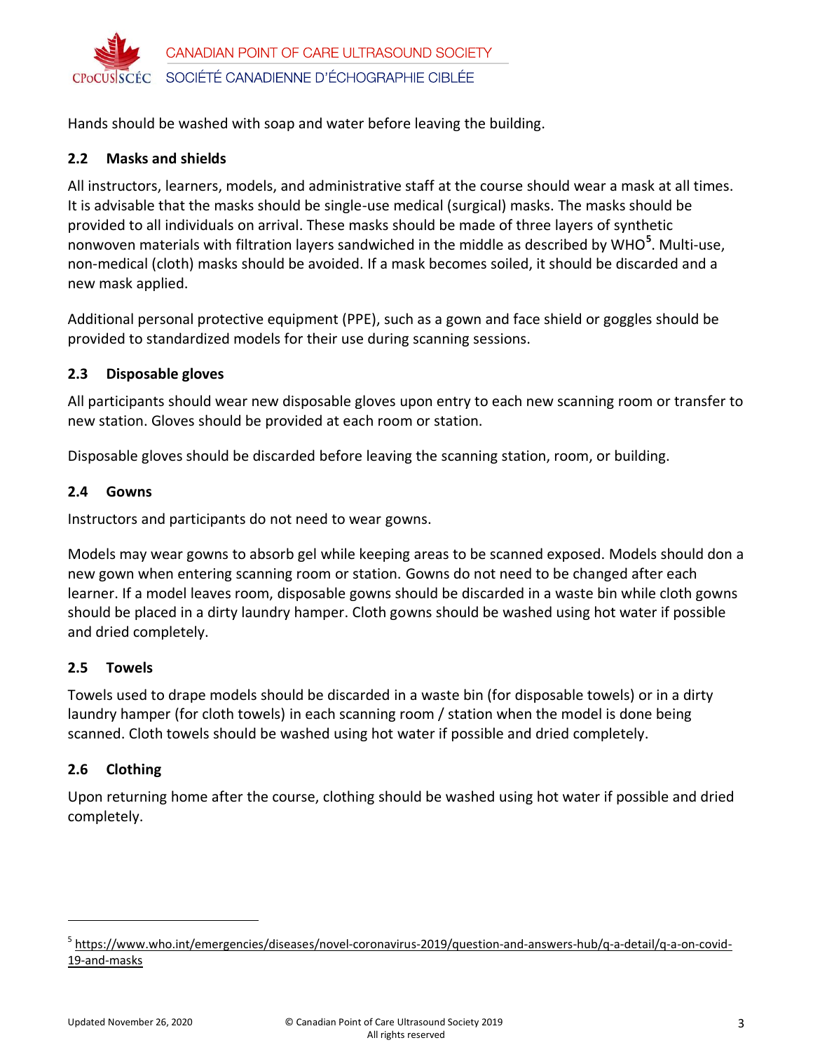Hands should be washed with soap and water before leaving the building.

### 2.2 Masks and shields

All instructors, learners, models, and administrative staff at the course should wear a mask at all times. It is advisable that the masks should be single-use medical (surgical) masks. The masks should be provided to all individuals on arrival. These masks should be made of three layers of synthetic nonwoven materials with filtration layers sandwiched in the middle as described by WHO[5]. Multi-use, non-medical (cloth) masks should be avoided. If a mask becomes soiled, it should be discarded and a new mask applied.

Additional personal protective equipment (PPE), such as a gown and face shield or goggles should be provided to standardized models for their use during scanning sessions.

### 2.3 Disposable gloves

All participants should wear new disposable gloves upon entry to each new scanning room or transfer to new station. Gloves should be provided at each room or station.

Disposable gloves should be discarded before leaving the scanning station, room, or building.

### 2.4 Gowns

Instructors and participants do not need to wear gowns.

Models may wear gowns to absorb gel while keeping areas to be scanned exposed. Models should don a new gown when entering scanning room or station. Gowns do not need to be changed after each learner. If a model leaves room, disposable gowns should be discarded in a waste bin while cloth gowns should be placed in a dirty laundry hamper. Cloth gowns should be washed using hot water if possible and dried completely.

### 2.5 Towels

Towels used to drape models should be discarded in a waste bin (for disposable towels) or in a dirty laundry hamper (for cloth towels) in each scanning room / station when the model is done being scanned. Cloth towels should be washed using hot water if possible and dried completely.

### 2.6 Clothing

Upon returning home after the course, clothing should be washed using hot water if possible and dried completely.

---

[5] https://www.who.int/emergencies/diseases/novel-coronavirus-2019/question-and-answers-hub/q-a-detail/q-a-on-covid-19-and-masks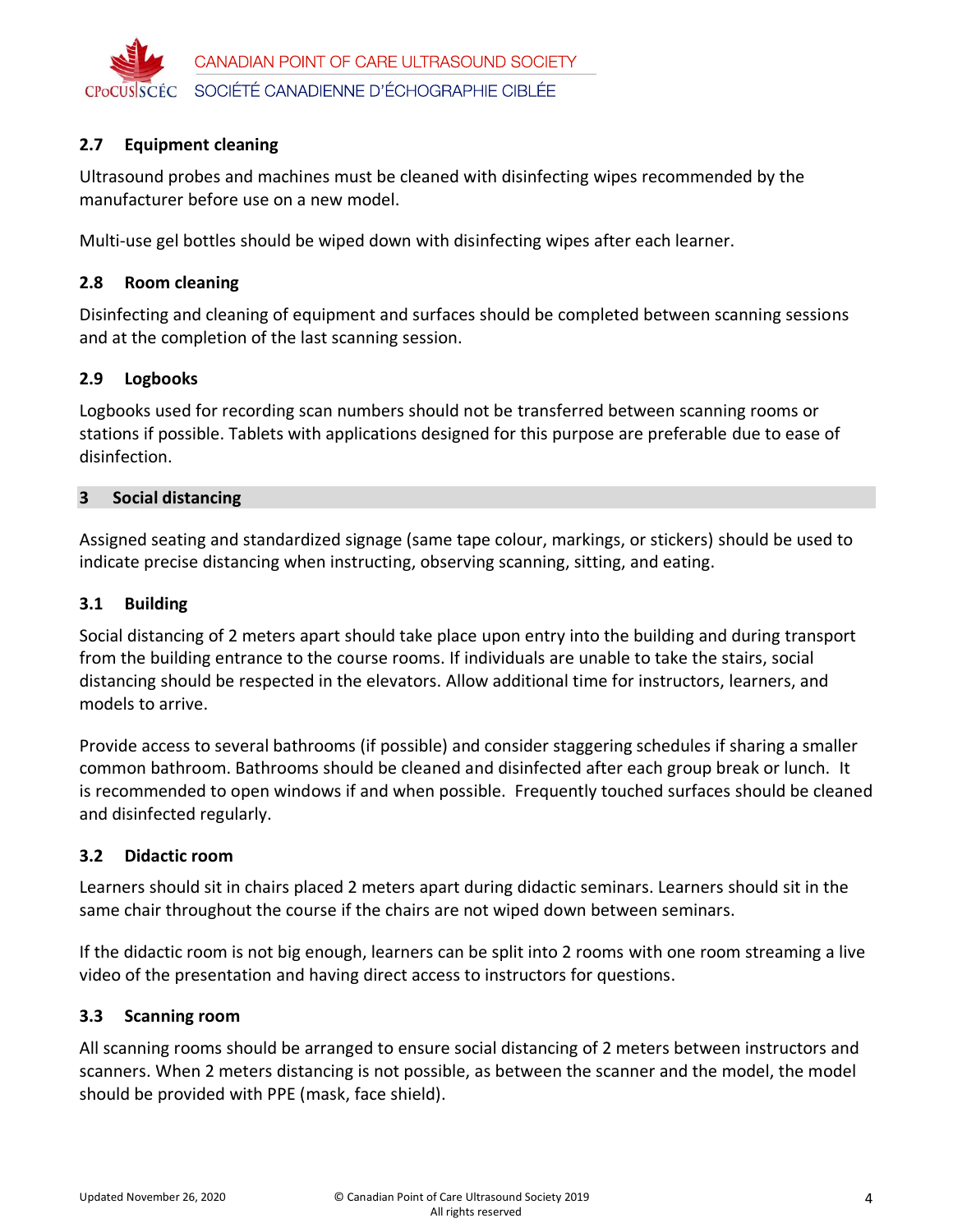### 2.7 Equipment cleaning

Ultrasound probes and machines must be cleaned with disinfecting wipes recommended by the manufacturer before use on a new model.

Multi-use gel bottles should be wiped down with disinfecting wipes after each learner.

### 2.8 Room cleaning

Disinfecting and cleaning of equipment and surfaces should be completed between scanning sessions and at the completion of the last scanning session.

### 2.9 Logbooks

Logbooks used for recording scan numbers should not be transferred between scanning rooms or stations if possible. Tablets with applications designed for this purpose are preferable due to ease of disinfection.

## 3 Social distancing

Assigned seating and standardized signage (same tape colour, markings, or stickers) should be used to indicate precise distancing when instructing, observing scanning, sitting, and eating.

### 3.1 Building

Social distancing of 2 meters apart should take place upon entry into the building and during transport from the building entrance to the course rooms. If individuals are unable to take the stairs, social distancing should be respected in the elevators. Allow additional time for instructors, learners, and models to arrive.

Provide access to several bathrooms (if possible) and consider staggering schedules if sharing a smaller common bathroom. Bathrooms should be cleaned and disinfected after each group break or lunch. It is recommended to open windows if and when possible. Frequently touched surfaces should be cleaned and disinfected regularly.

### 3.2 Didactic room

Learners should sit in chairs placed 2 meters apart during didactic seminars. Learners should sit in the same chair throughout the course if the chairs are not wiped down between seminars.

If the didactic room is not big enough, learners can be split into 2 rooms with one room streaming a live video of the presentation and having direct access to instructors for questions.

### 3.3 Scanning room

All scanning rooms should be arranged to ensure social distancing of 2 meters between instructors and scanners. When 2 meters distancing is not possible, as between the scanner and the model, the model should be provided with PPE (mask, face shield).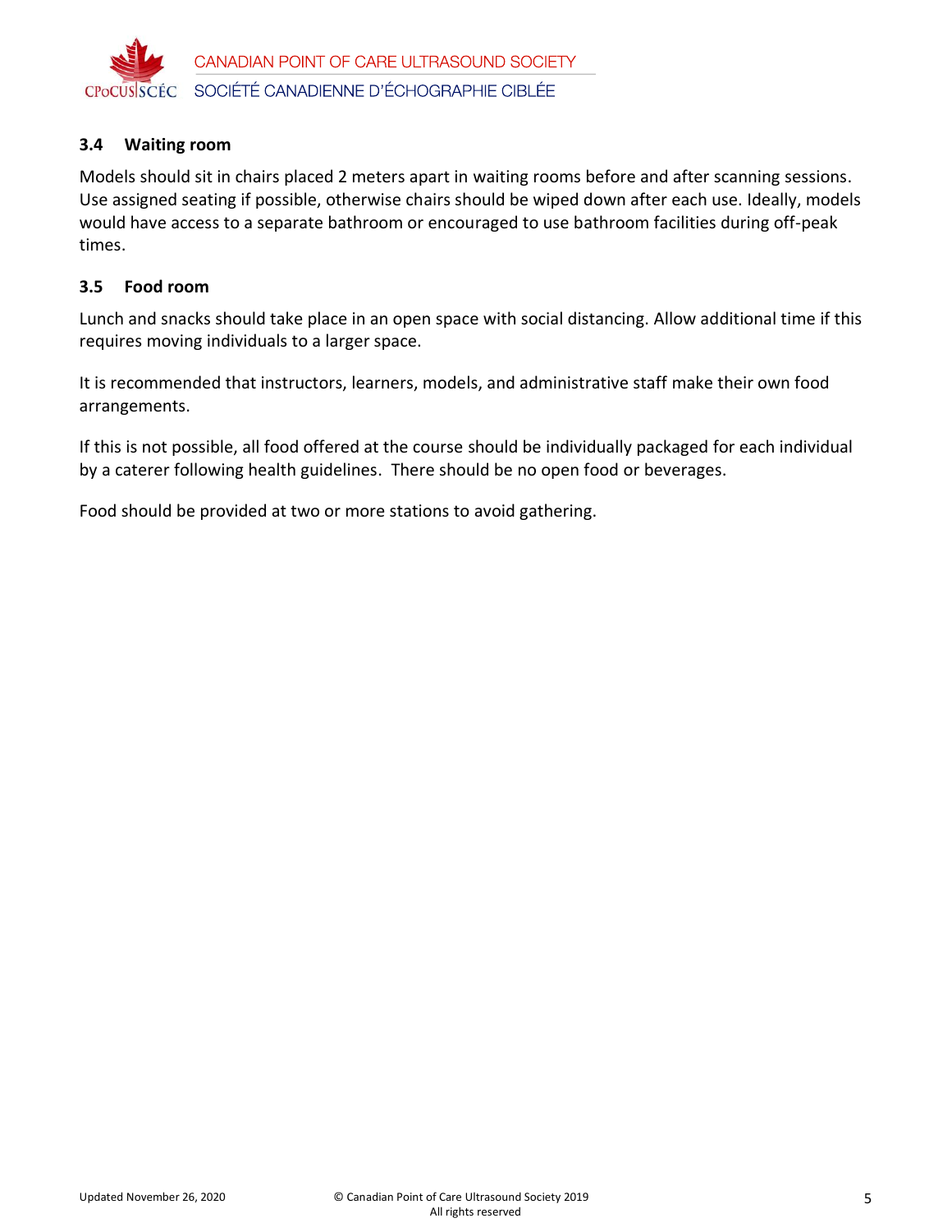### 3.4 Waiting room

Models should sit in chairs placed 2 meters apart in waiting rooms before and after scanning sessions. Use assigned seating if possible, otherwise chairs should be wiped down after each use. Ideally, models would have access to a separate bathroom or encouraged to use bathroom facilities during off-peak times.

### 3.5 Food room

Lunch and snacks should take place in an open space with social distancing. Allow additional time if this requires moving individuals to a larger space.

It is recommended that instructors, learners, models, and administrative staff make their own food arrangements.

If this is not possible, all food offered at the course should be individually packaged for each individual by a caterer following health guidelines. There should be no open food or beverages.

Food should be provided at two or more stations to avoid gathering.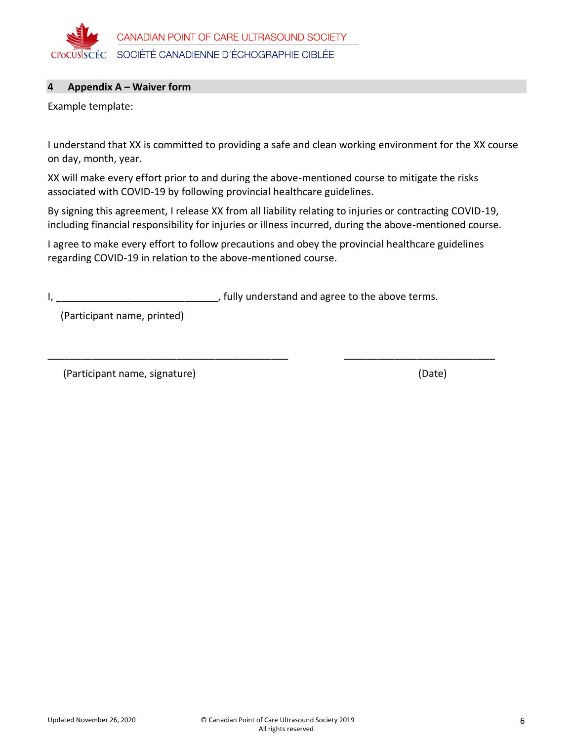## 4 Appendix A – Waiver form

Example template:

I understand that XX is committed to providing a safe and clean working environment for the XX course on day, month, year.

XX will make every effort prior to and during the above-mentioned course to mitigate the risks associated with COVID-19 by following provincial healthcare guidelines.

By signing this agreement, I release XX from all liability relating to injuries or contracting COVID-19, including financial responsibility for injuries or illness incurred, during the above-mentioned course.

I agree to make every effort to follow precautions and obey the provincial healthcare guidelines regarding COVID-19 in relation to the above-mentioned course.

I, _____________________________, fully understand and agree to the above terms.

(Participant name, printed)

____________________________________________ ___________________________

(Participant name, signature) (Date)